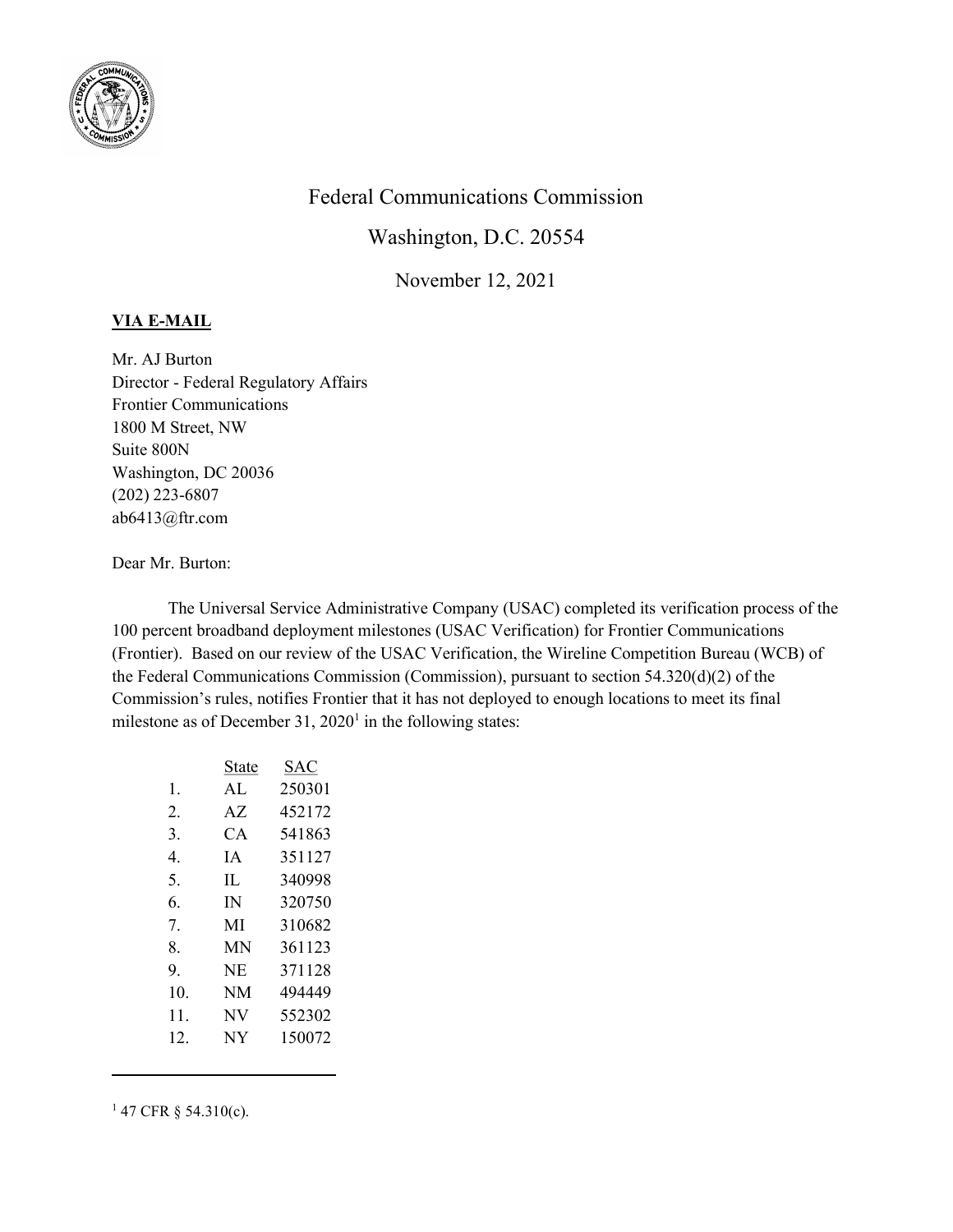Federal Communications Commission

Washington, D.C. 20554

November 12, 2021

**VIA E-MAIL**

Mr. AJ Burton
Director - Federal Regulatory Affairs
Frontier Communications
1800 M Street, NW
Suite 800N
Washington, DC 20036
(202) 223-6807
ab6413@ftr.com

Dear Mr. Burton:

The Universal Service Administrative Company (USAC) completed its verification process of the 100 percent broadband deployment milestones (USAC Verification) for Frontier Communications (Frontier). Based on our review of the USAC Verification, the Wireline Competition Bureau (WCB) of the Federal Communications Commission (Commission), pursuant to section 54.320(d)(2) of the Commission's rules, notifies Frontier that it has not deployed to enough locations to meet its final milestone as of December 31, 2020[1] in the following states:

| | State | SAC |
|---|---|---|
| 1. | AL | 250301 |
| 2. | AZ | 452172 |
| 3. | CA | 541863 |
| 4. | IA | 351127 |
| 5. | IL | 340998 |
| 6. | IN | 320750 |
| 7. | MI | 310682 |
| 8. | MN | 361123 |
| 9. | NE | 371128 |
| 10. | NM | 494449 |
| 11. | NV | 552302 |
| 12. | NY | 150072 |

[1] 47 CFR § 54.310(c).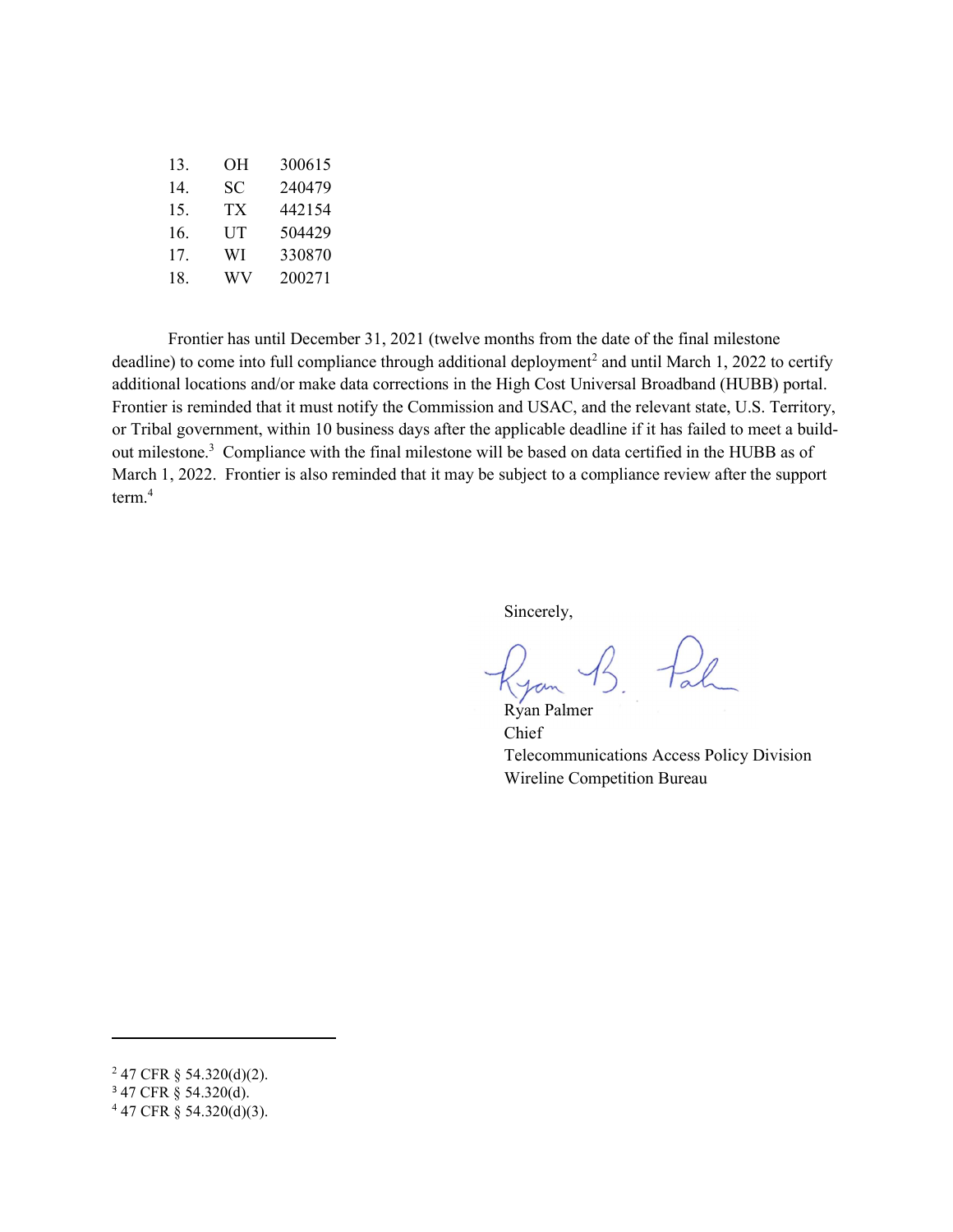| | | |
|---|---|---|
| 13. | OH | 300615 |
| 14. | SC | 240479 |
| 15. | TX | 442154 |
| 16. | UT | 504429 |
| 17. | WI | 330870 |
| 18. | WV | 200271 |

Frontier has until December 31, 2021 (twelve months from the date of the final milestone deadline) to come into full compliance through additional deployment[2] and until March 1, 2022 to certify additional locations and/or make data corrections in the High Cost Universal Broadband (HUBB) portal. Frontier is reminded that it must notify the Commission and USAC, and the relevant state, U.S. Territory, or Tribal government, within 10 business days after the applicable deadline if it has failed to meet a build-out milestone.[3] Compliance with the final milestone will be based on data certified in the HUBB as of March 1, 2022. Frontier is also reminded that it may be subject to a compliance review after the support term.[4]

Sincerely,

Ryan Palmer
Chief
Telecommunications Access Policy Division
Wireline Competition Bureau

---

[2] 47 CFR § 54.320(d)(2).

[3] 47 CFR § 54.320(d).

[4] 47 CFR § 54.320(d)(3).